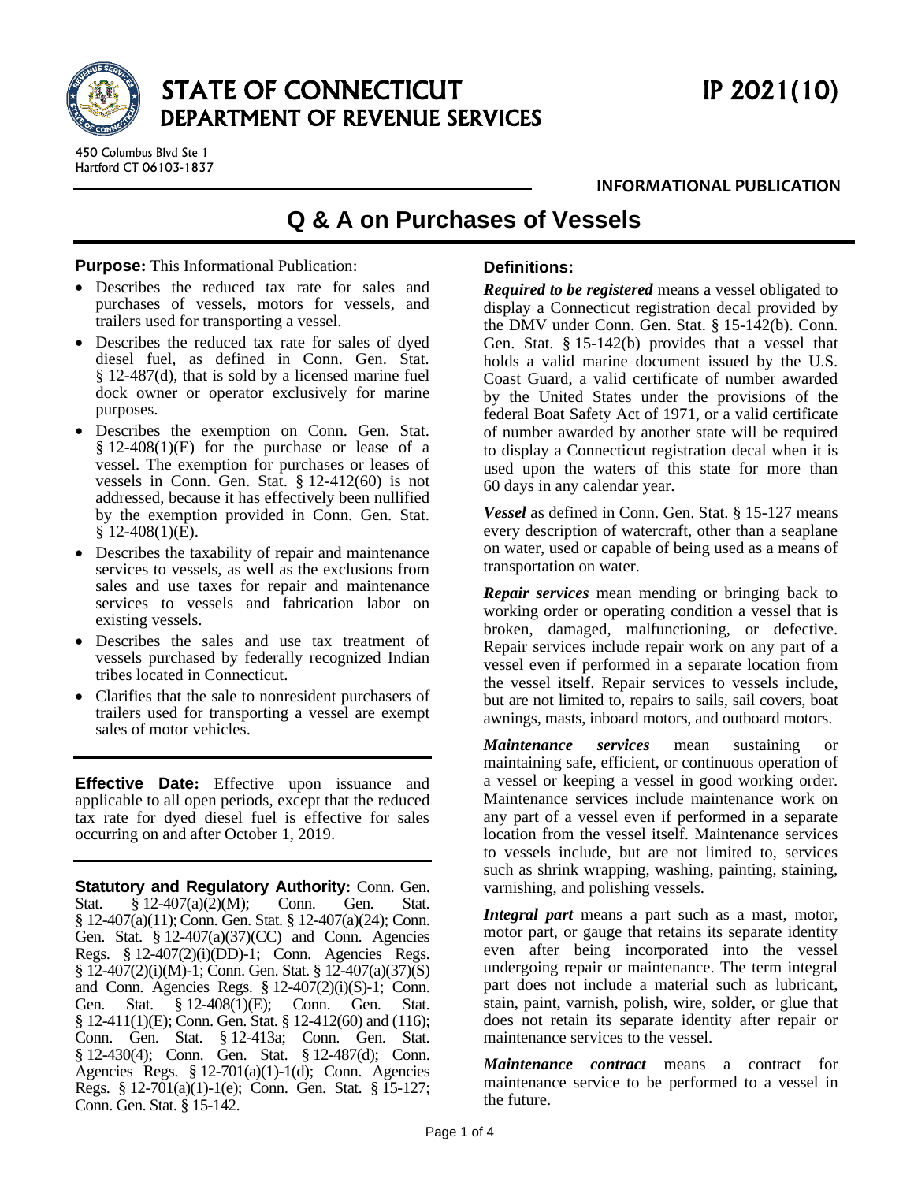# STATE OF CONNECTICUT DEPARTMENT OF REVENUE SERVICES

450 Columbus Blvd Ste 1
Hartford CT 06103-1837

**IP 2021(10)**

**INFORMATIONAL PUBLICATION**

# Q & A on Purchases of Vessels

**Purpose:** This Informational Publication:

- Describes the reduced tax rate for sales and purchases of vessels, motors for vessels, and trailers used for transporting a vessel.
- Describes the reduced tax rate for sales of dyed diesel fuel, as defined in Conn. Gen. Stat. § 12-487(d), that is sold by a licensed marine fuel dock owner or operator exclusively for marine purposes.
- Describes the exemption on Conn. Gen. Stat. § 12-408(1)(E) for the purchase or lease of a vessel. The exemption for purchases or leases of vessels in Conn. Gen. Stat. § 12-412(60) is not addressed, because it has effectively been nullified by the exemption provided in Conn. Gen. Stat. § 12-408(1)(E).
- Describes the taxability of repair and maintenance services to vessels, as well as the exclusions from sales and use taxes for repair and maintenance services to vessels and fabrication labor on existing vessels.
- Describes the sales and use tax treatment of vessels purchased by federally recognized Indian tribes located in Connecticut.
- Clarifies that the sale to nonresident purchasers of trailers used for transporting a vessel are exempt sales of motor vehicles.

**Effective Date:** Effective upon issuance and applicable to all open periods, except that the reduced tax rate for dyed diesel fuel is effective for sales occurring on and after October 1, 2019.

**Statutory and Regulatory Authority:** Conn. Gen. Stat. § 12-407(a)(2)(M); Conn. Gen. Stat. § 12-407(a)(11); Conn. Gen. Stat. § 12-407(a)(24); Conn. Gen. Stat. § 12-407(a)(37)(CC) and Conn. Agencies Regs. § 12-407(2)(i)(DD)-1; Conn. Agencies Regs. § 12-407(2)(i)(M)-1; Conn. Gen. Stat. § 12-407(a)(37)(S) and Conn. Agencies Regs. § 12-407(2)(i)(S)-1; Conn. Gen. Stat. § 12-408(1)(E); Conn. Gen. Stat. § 12-411(1)(E); Conn. Gen. Stat. § 12-412(60) and (116); Conn. Gen. Stat. § 12-413a; Conn. Gen. Stat. § 12-430(4); Conn. Gen. Stat. § 12-487(d); Conn. Agencies Regs. § 12-701(a)(1)-1(d); Conn. Agencies Regs. § 12-701(a)(1)-1(e); Conn. Gen. Stat. § 15-127; Conn. Gen. Stat. § 15-142.

## Definitions:

***Required to be registered*** means a vessel obligated to display a Connecticut registration decal provided by the DMV under Conn. Gen. Stat. § 15-142(b). Conn. Gen. Stat. § 15-142(b) provides that a vessel that holds a valid marine document issued by the U.S. Coast Guard, a valid certificate of number awarded by the United States under the provisions of the federal Boat Safety Act of 1971, or a valid certificate of number awarded by another state will be required to display a Connecticut registration decal when it is used upon the waters of this state for more than 60 days in any calendar year.

***Vessel*** as defined in Conn. Gen. Stat. § 15-127 means every description of watercraft, other than a seaplane on water, used or capable of being used as a means of transportation on water.

***Repair services*** mean mending or bringing back to working order or operating condition a vessel that is broken, damaged, malfunctioning, or defective. Repair services include repair work on any part of a vessel even if performed in a separate location from the vessel itself. Repair services to vessels include, but are not limited to, repairs to sails, sail covers, boat awnings, masts, inboard motors, and outboard motors.

***Maintenance services*** mean sustaining or maintaining safe, efficient, or continuous operation of a vessel or keeping a vessel in good working order. Maintenance services include maintenance work on any part of a vessel even if performed in a separate location from the vessel itself. Maintenance services to vessels include, but are not limited to, services such as shrink wrapping, washing, painting, staining, varnishing, and polishing vessels.

***Integral part*** means a part such as a mast, motor, motor part, or gauge that retains its separate identity even after being incorporated into the vessel undergoing repair or maintenance. The term integral part does not include a material such as lubricant, stain, paint, varnish, polish, wire, solder, or glue that does not retain its separate identity after repair or maintenance services to the vessel.

***Maintenance contract*** means a contract for maintenance service to be performed to a vessel in the future.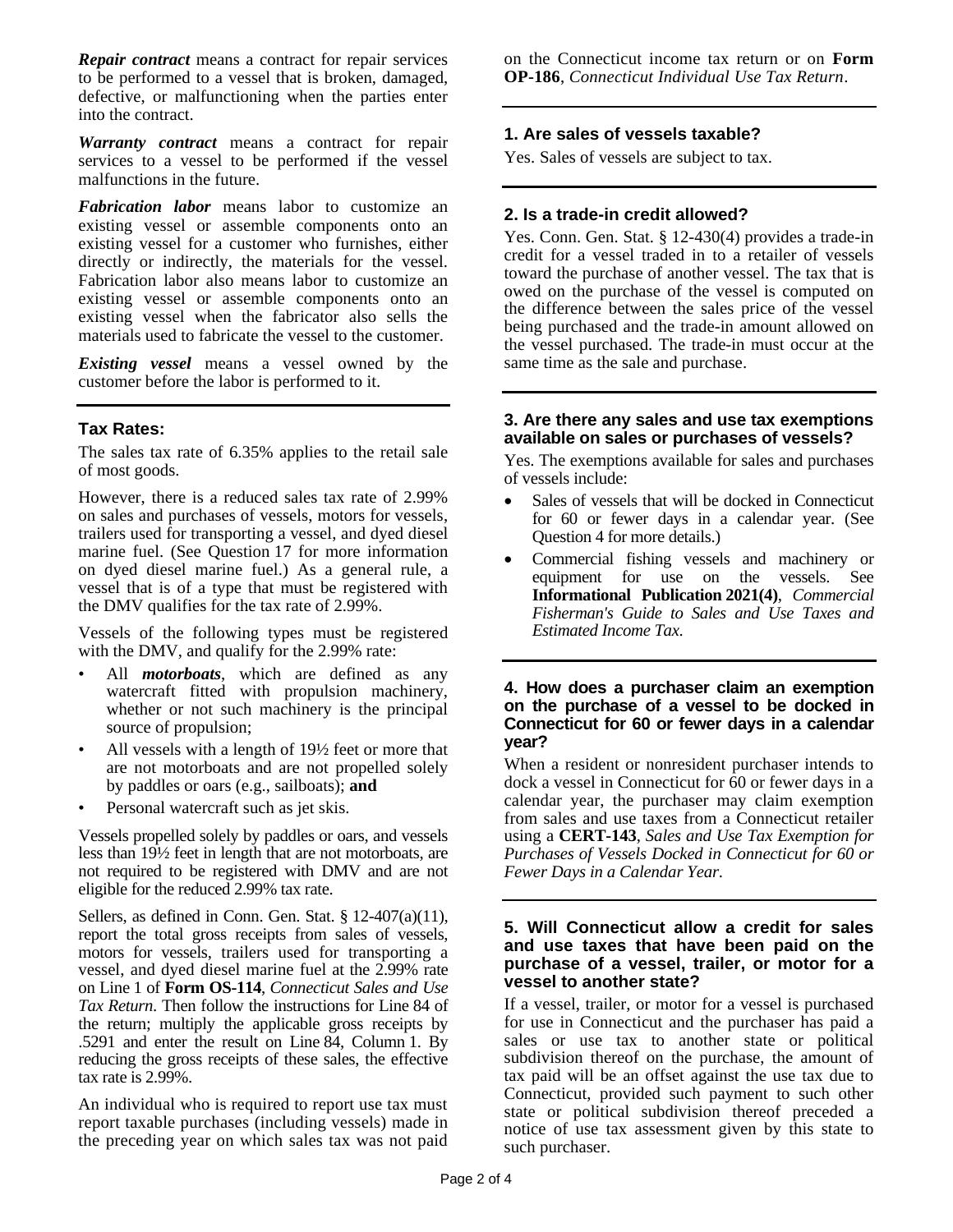***Repair contract*** means a contract for repair services to be performed to a vessel that is broken, damaged, defective, or malfunctioning when the parties enter into the contract.

***Warranty contract*** means a contract for repair services to a vessel to be performed if the vessel malfunctions in the future.

***Fabrication labor*** means labor to customize an existing vessel or assemble components onto an existing vessel for a customer who furnishes, either directly or indirectly, the materials for the vessel. Fabrication labor also means labor to customize an existing vessel or assemble components onto an existing vessel when the fabricator also sells the materials used to fabricate the vessel to the customer.

***Existing vessel*** means a vessel owned by the customer before the labor is performed to it.

## Tax Rates:

The sales tax rate of 6.35% applies to the retail sale of most goods.

However, there is a reduced sales tax rate of 2.99% on sales and purchases of vessels, motors for vessels, trailers used for transporting a vessel, and dyed diesel marine fuel. (See Question 17 for more information on dyed diesel marine fuel.) As a general rule, a vessel that is of a type that must be registered with the DMV qualifies for the tax rate of 2.99%.

Vessels of the following types must be registered with the DMV, and qualify for the 2.99% rate:

- All ***motorboats***, which are defined as any watercraft fitted with propulsion machinery, whether or not such machinery is the principal source of propulsion;
- All vessels with a length of 19½ feet or more that are not motorboats and are not propelled solely by paddles or oars (e.g., sailboats); **and**
- Personal watercraft such as jet skis.

Vessels propelled solely by paddles or oars, and vessels less than 19½ feet in length that are not motorboats, are not required to be registered with DMV and are not eligible for the reduced 2.99% tax rate.

Sellers, as defined in Conn. Gen. Stat. § 12-407(a)(11), report the total gross receipts from sales of vessels, motors for vessels, trailers used for transporting a vessel, and dyed diesel marine fuel at the 2.99% rate on Line 1 of **Form OS-114**, *Connecticut Sales and Use Tax Return*. Then follow the instructions for Line 84 of the return; multiply the applicable gross receipts by .5291 and enter the result on Line 84, Column 1. By reducing the gross receipts of these sales, the effective tax rate is 2.99%.

An individual who is required to report use tax must report taxable purchases (including vessels) made in the preceding year on which sales tax was not paid on the Connecticut income tax return or on **Form OP-186**, *Connecticut Individual Use Tax Return*.

### 1. Are sales of vessels taxable?

Yes. Sales of vessels are subject to tax.

### 2. Is a trade-in credit allowed?

Yes. Conn. Gen. Stat. § 12-430(4) provides a trade-in credit for a vessel traded in to a retailer of vessels toward the purchase of another vessel. The tax that is owed on the purchase of the vessel is computed on the difference between the sales price of the vessel being purchased and the trade-in amount allowed on the vessel purchased. The trade-in must occur at the same time as the sale and purchase.

### 3. Are there any sales and use tax exemptions available on sales or purchases of vessels?

Yes. The exemptions available for sales and purchases of vessels include:

- Sales of vessels that will be docked in Connecticut for 60 or fewer days in a calendar year. (See Question 4 for more details.)
- Commercial fishing vessels and machinery or equipment for use on the vessels. See **Informational Publication 2021(4)**, *Commercial Fisherman's Guide to Sales and Use Taxes and Estimated Income Tax.*

### 4. How does a purchaser claim an exemption on the purchase of a vessel to be docked in Connecticut for 60 or fewer days in a calendar year?

When a resident or nonresident purchaser intends to dock a vessel in Connecticut for 60 or fewer days in a calendar year, the purchaser may claim exemption from sales and use taxes from a Connecticut retailer using a **CERT-143**, *Sales and Use Tax Exemption for Purchases of Vessels Docked in Connecticut for 60 or Fewer Days in a Calendar Year*.

### 5. Will Connecticut allow a credit for sales and use taxes that have been paid on the purchase of a vessel, trailer, or motor for a vessel to another state?

If a vessel, trailer, or motor for a vessel is purchased for use in Connecticut and the purchaser has paid a sales or use tax to another state or political subdivision thereof on the purchase, the amount of tax paid will be an offset against the use tax due to Connecticut, provided such payment to such other state or political subdivision thereof preceded a notice of use tax assessment given by this state to such purchaser.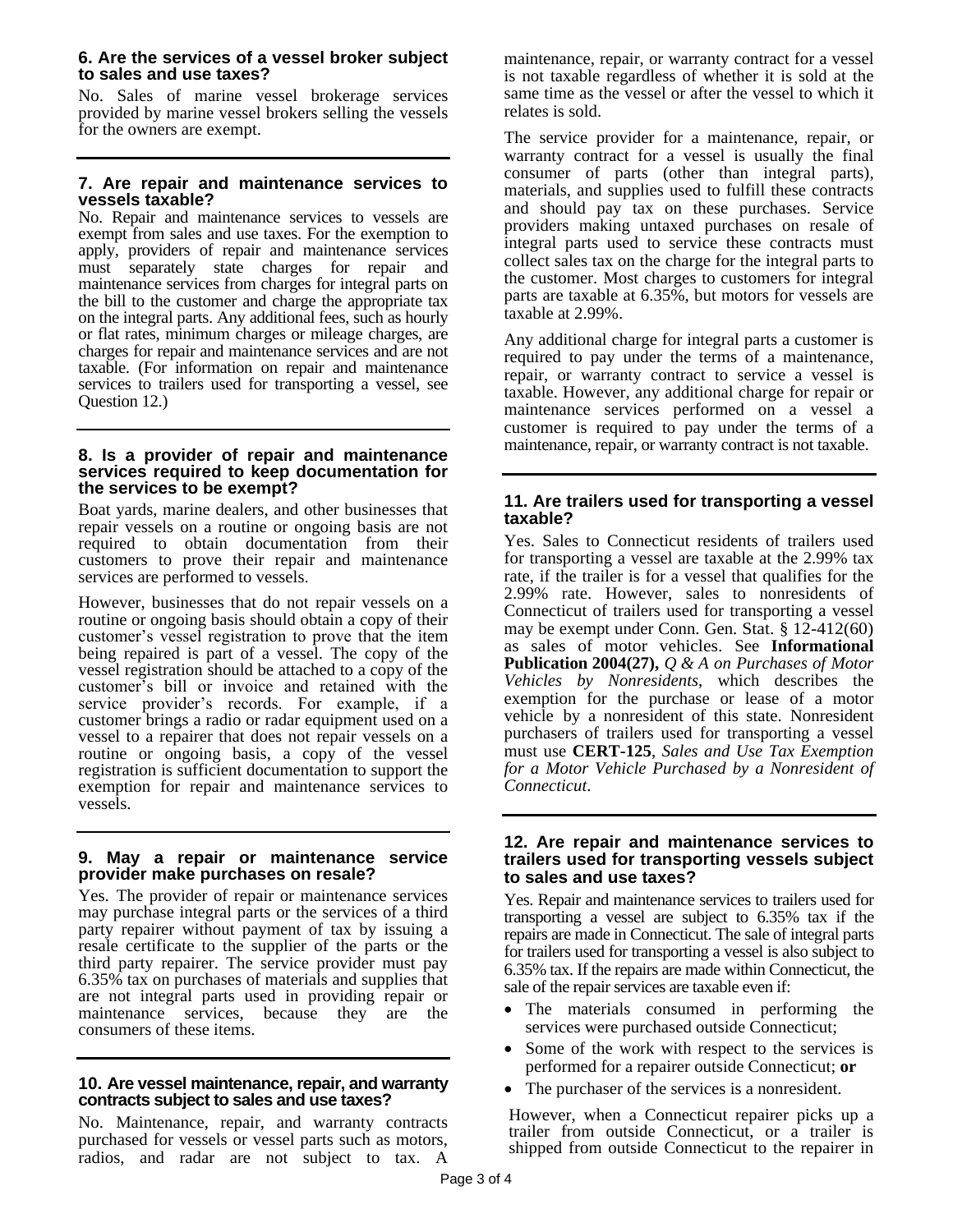### 6. Are the services of a vessel broker subject to sales and use taxes?

No. Sales of marine vessel brokerage services provided by marine vessel brokers selling the vessels for the owners are exempt.

### 7. Are repair and maintenance services to vessels taxable?

No. Repair and maintenance services to vessels are exempt from sales and use taxes. For the exemption to apply, providers of repair and maintenance services must separately state charges for repair and maintenance services from charges for integral parts on the bill to the customer and charge the appropriate tax on the integral parts. Any additional fees, such as hourly or flat rates, minimum charges or mileage charges, are charges for repair and maintenance services and are not taxable. (For information on repair and maintenance services to trailers used for transporting a vessel, see Question 12.)

### 8. Is a provider of repair and maintenance services required to keep documentation for the services to be exempt?

Boat yards, marine dealers, and other businesses that repair vessels on a routine or ongoing basis are not required to obtain documentation from their customers to prove their repair and maintenance services are performed to vessels.

However, businesses that do not repair vessels on a routine or ongoing basis should obtain a copy of their customer's vessel registration to prove that the item being repaired is part of a vessel. The copy of the vessel registration should be attached to a copy of the customer's bill or invoice and retained with the service provider's records. For example, if a customer brings a radio or radar equipment used on a vessel to a repairer that does not repair vessels on a routine or ongoing basis, a copy of the vessel registration is sufficient documentation to support the exemption for repair and maintenance services to vessels.

### 9. May a repair or maintenance service provider make purchases on resale?

Yes. The provider of repair or maintenance services may purchase integral parts or the services of a third party repairer without payment of tax by issuing a resale certificate to the supplier of the parts or the third party repairer. The service provider must pay 6.35% tax on purchases of materials and supplies that are not integral parts used in providing repair or maintenance services, because they are the consumers of these items.

### 10. Are vessel maintenance, repair, and warranty contracts subject to sales and use taxes?

No. Maintenance, repair, and warranty contracts purchased for vessels or vessel parts such as motors, radios, and radar are not subject to tax. A maintenance, repair, or warranty contract for a vessel is not taxable regardless of whether it is sold at the same time as the vessel or after the vessel to which it relates is sold.

The service provider for a maintenance, repair, or warranty contract for a vessel is usually the final consumer of parts (other than integral parts), materials, and supplies used to fulfill these contracts and should pay tax on these purchases. Service providers making untaxed purchases on resale of integral parts used to service these contracts must collect sales tax on the charge for the integral parts to the customer. Most charges to customers for integral parts are taxable at 6.35%, but motors for vessels are taxable at 2.99%.

Any additional charge for integral parts a customer is required to pay under the terms of a maintenance, repair, or warranty contract to service a vessel is taxable. However, any additional charge for repair or maintenance services performed on a vessel a customer is required to pay under the terms of a maintenance, repair, or warranty contract is not taxable.

### 11. Are trailers used for transporting a vessel taxable?

Yes. Sales to Connecticut residents of trailers used for transporting a vessel are taxable at the 2.99% tax rate, if the trailer is for a vessel that qualifies for the 2.99% rate. However, sales to nonresidents of Connecticut of trailers used for transporting a vessel may be exempt under Conn. Gen. Stat. § 12-412(60) as sales of motor vehicles. See **Informational Publication 2004(27),** *Q & A on Purchases of Motor Vehicles by Nonresidents*, which describes the exemption for the purchase or lease of a motor vehicle by a nonresident of this state. Nonresident purchasers of trailers used for transporting a vessel must use **CERT-125**, *Sales and Use Tax Exemption for a Motor Vehicle Purchased by a Nonresident of Connecticut*.

### 12. Are repair and maintenance services to trailers used for transporting vessels subject to sales and use taxes?

Yes. Repair and maintenance services to trailers used for transporting a vessel are subject to 6.35% tax if the repairs are made in Connecticut. The sale of integral parts for trailers used for transporting a vessel is also subject to 6.35% tax. If the repairs are made within Connecticut, the sale of the repair services are taxable even if:

- The materials consumed in performing the services were purchased outside Connecticut;
- Some of the work with respect to the services is performed for a repairer outside Connecticut; **or**
- The purchaser of the services is a nonresident.

However, when a Connecticut repairer picks up a trailer from outside Connecticut, or a trailer is shipped from outside Connecticut to the repairer in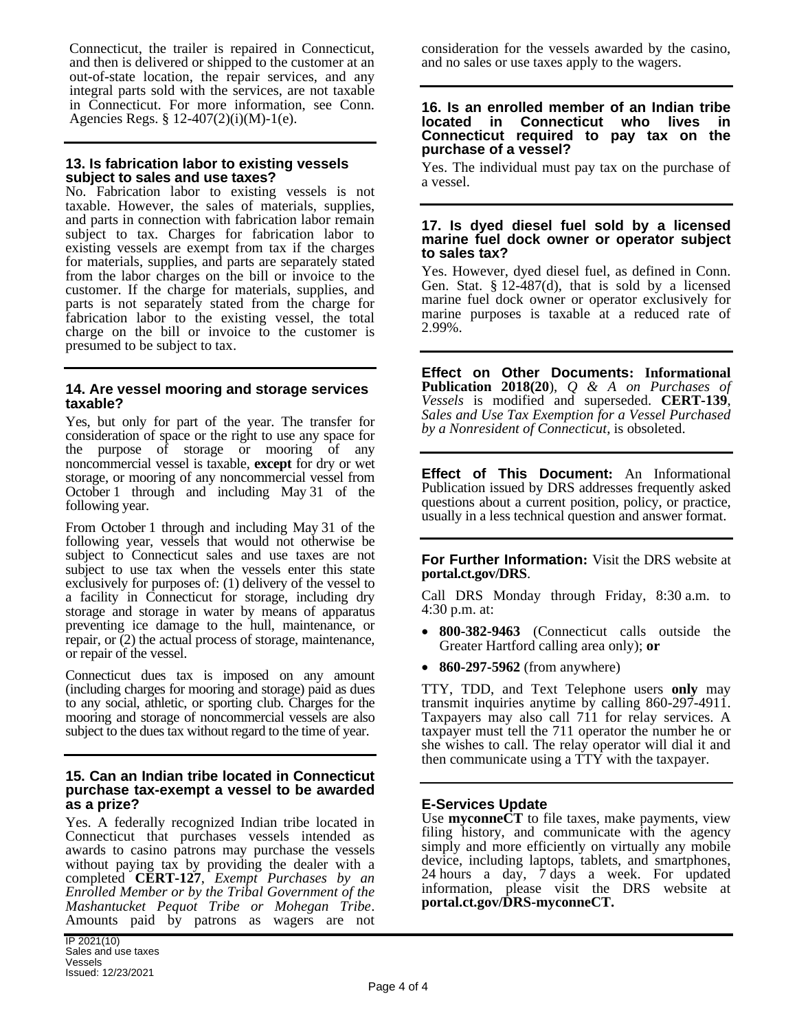Connecticut, the trailer is repaired in Connecticut, and then is delivered or shipped to the customer at an out-of-state location, the repair services, and any integral parts sold with the services, are not taxable in Connecticut. For more information, see Conn. Agencies Regs. § 12-407(2)(i)(M)-1(e).

### 13. Is fabrication labor to existing vessels subject to sales and use taxes?

No. Fabrication labor to existing vessels is not taxable. However, the sales of materials, supplies, and parts in connection with fabrication labor remain subject to tax. Charges for fabrication labor to existing vessels are exempt from tax if the charges for materials, supplies, and parts are separately stated from the labor charges on the bill or invoice to the customer. If the charge for materials, supplies, and parts is not separately stated from the charge for fabrication labor to the existing vessel, the total charge on the bill or invoice to the customer is presumed to be subject to tax.

### 14. Are vessel mooring and storage services taxable?

Yes, but only for part of the year. The transfer for consideration of space or the right to use any space for the purpose of storage or mooring of any noncommercial vessel is taxable, **except** for dry or wet storage, or mooring of any noncommercial vessel from October 1 through and including May 31 of the following year.

From October 1 through and including May 31 of the following year, vessels that would not otherwise be subject to Connecticut sales and use taxes are not subject to use tax when the vessels enter this state exclusively for purposes of: (1) delivery of the vessel to a facility in Connecticut for storage, including dry storage and storage in water by means of apparatus preventing ice damage to the hull, maintenance, or repair, or (2) the actual process of storage, maintenance, or repair of the vessel.

Connecticut dues tax is imposed on any amount (including charges for mooring and storage) paid as dues to any social, athletic, or sporting club. Charges for the mooring and storage of noncommercial vessels are also subject to the dues tax without regard to the time of year.

### 15. Can an Indian tribe located in Connecticut purchase tax-exempt a vessel to be awarded as a prize?

Yes. A federally recognized Indian tribe located in Connecticut that purchases vessels intended as awards to casino patrons may purchase the vessels without paying tax by providing the dealer with a completed **CERT-127**, *Exempt Purchases by an Enrolled Member or by the Tribal Government of the Mashantucket Pequot Tribe or Mohegan Tribe*. Amounts paid by patrons as wagers are not consideration for the vessels awarded by the casino, and no sales or use taxes apply to the wagers.

### 16. Is an enrolled member of an Indian tribe located in Connecticut who lives in Connecticut required to pay tax on the purchase of a vessel?

Yes. The individual must pay tax on the purchase of a vessel.

### 17. Is dyed diesel fuel sold by a licensed marine fuel dock owner or operator subject to sales tax?

Yes. However, dyed diesel fuel, as defined in Conn. Gen. Stat. § 12-487(d), that is sold by a licensed marine fuel dock owner or operator exclusively for marine purposes is taxable at a reduced rate of 2.99%.

**Effect on Other Documents:** **Informational Publication 2018(20)**, *Q & A on Purchases of Vessels* is modified and superseded. **CERT-139**, *Sales and Use Tax Exemption for a Vessel Purchased by a Nonresident of Connecticut*, is obsoleted.

**Effect of This Document:** An Informational Publication issued by DRS addresses frequently asked questions about a current position, policy, or practice, usually in a less technical question and answer format.

**For Further Information:** Visit the DRS website at **portal.ct.gov/DRS**.

Call DRS Monday through Friday, 8:30 a.m. to 4:30 p.m. at:

- **800-382-9463** (Connecticut calls outside the Greater Hartford calling area only); **or**
- **860-297-5962** (from anywhere)

TTY, TDD, and Text Telephone users **only** may transmit inquiries anytime by calling 860-297-4911. Taxpayers may also call 711 for relay services. A taxpayer must tell the 711 operator the number he or she wishes to call. The relay operator will dial it and then communicate using a TTY with the taxpayer.

### E-Services Update

Use **myconneCT** to file taxes, make payments, view filing history, and communicate with the agency simply and more efficiently on virtually any mobile device, including laptops, tablets, and smartphones, 24 hours a day, 7 days a week. For updated information, please visit the DRS website at **portal.ct.gov/DRS-myconneCT.**

IP 2021(10)
Sales and use taxes
Vessels
Issued: 12/23/2021